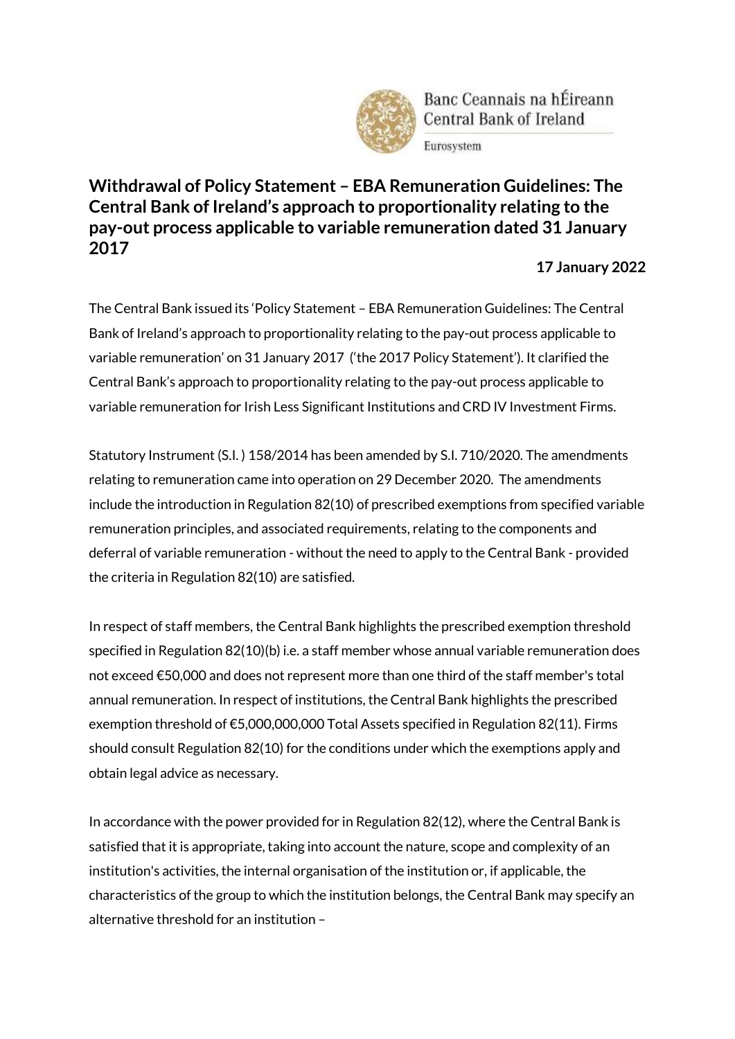Banc Ceannais na hÉireann
Central Bank of Ireland
Eurosystem

# Withdrawal of Policy Statement – EBA Remuneration Guidelines: The Central Bank of Ireland's approach to proportionality relating to the pay-out process applicable to variable remuneration dated 31 January 2017

**17 January 2022**

The Central Bank issued its 'Policy Statement – EBA Remuneration Guidelines: The Central Bank of Ireland's approach to proportionality relating to the pay-out process applicable to variable remuneration' on 31 January 2017 ('the 2017 Policy Statement'). It clarified the Central Bank's approach to proportionality relating to the pay-out process applicable to variable remuneration for Irish Less Significant Institutions and CRD IV Investment Firms.

Statutory Instrument (S.I. ) 158/2014 has been amended by S.I. 710/2020. The amendments relating to remuneration came into operation on 29 December 2020. The amendments include the introduction in Regulation 82(10) of prescribed exemptions from specified variable remuneration principles, and associated requirements, relating to the components and deferral of variable remuneration - without the need to apply to the Central Bank - provided the criteria in Regulation 82(10) are satisfied.

In respect of staff members, the Central Bank highlights the prescribed exemption threshold specified in Regulation 82(10)(b) i.e. a staff member whose annual variable remuneration does not exceed €50,000 and does not represent more than one third of the staff member's total annual remuneration. In respect of institutions, the Central Bank highlights the prescribed exemption threshold of €5,000,000,000 Total Assets specified in Regulation 82(11). Firms should consult Regulation 82(10) for the conditions under which the exemptions apply and obtain legal advice as necessary.

In accordance with the power provided for in Regulation 82(12), where the Central Bank is satisfied that it is appropriate, taking into account the nature, scope and complexity of an institution's activities, the internal organisation of the institution or, if applicable, the characteristics of the group to which the institution belongs, the Central Bank may specify an alternative threshold for an institution –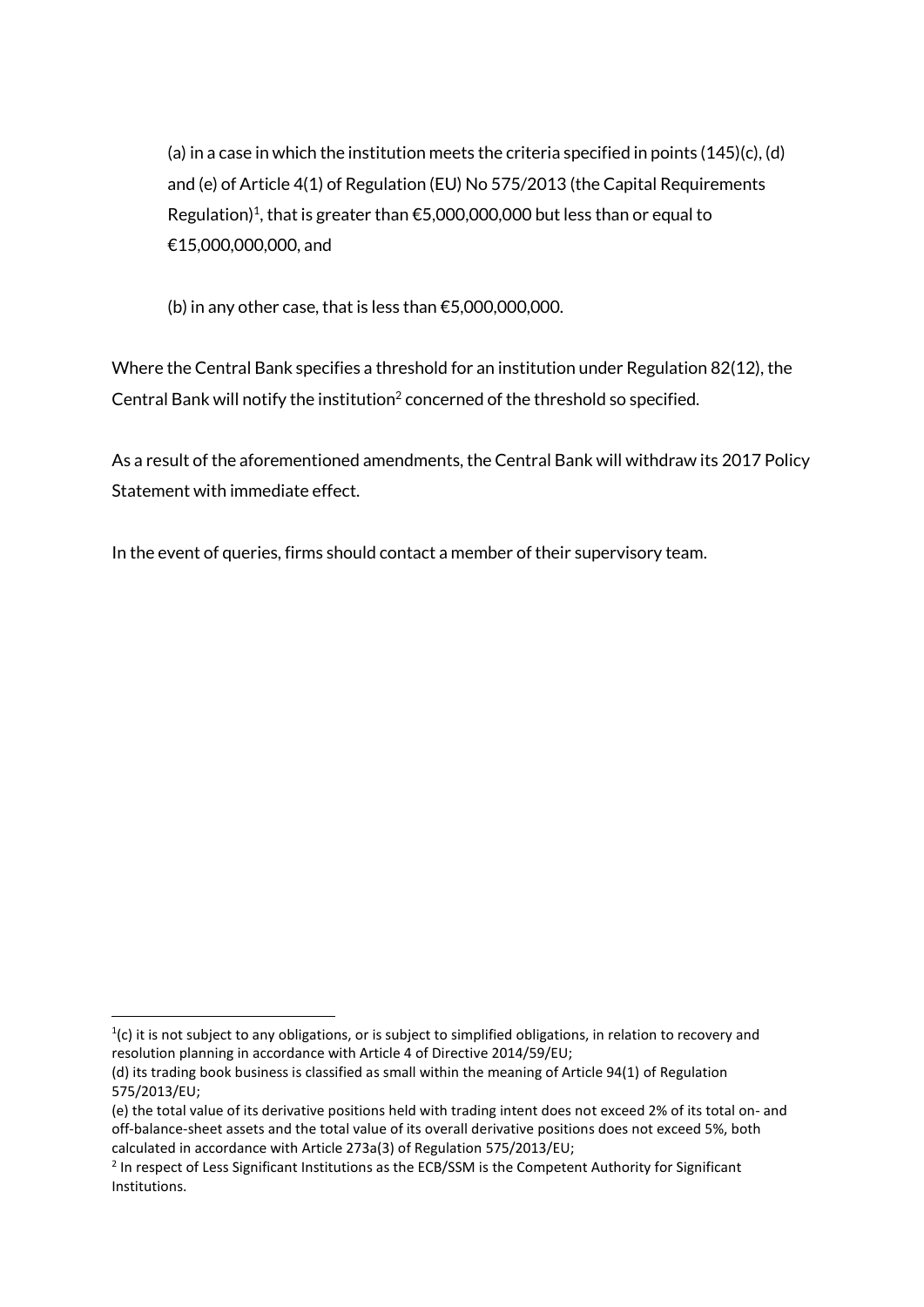(a) in a case in which the institution meets the criteria specified in points (145)(c), (d) and (e) of Article 4(1) of Regulation (EU) No 575/2013 (the Capital Requirements Regulation)[1], that is greater than €5,000,000,000 but less than or equal to €15,000,000,000, and

(b) in any other case, that is less than €5,000,000,000.

Where the Central Bank specifies a threshold for an institution under Regulation 82(12), the Central Bank will notify the institution[2] concerned of the threshold so specified.

As a result of the aforementioned amendments, the Central Bank will withdraw its 2017 Policy Statement with immediate effect.

In the event of queries, firms should contact a member of their supervisory team.

---

[1](c) it is not subject to any obligations, or is subject to simplified obligations, in relation to recovery and resolution planning in accordance with Article 4 of Directive 2014/59/EU;
(d) its trading book business is classified as small within the meaning of Article 94(1) of Regulation 575/2013/EU;
(e) the total value of its derivative positions held with trading intent does not exceed 2% of its total on- and off-balance-sheet assets and the total value of its overall derivative positions does not exceed 5%, both calculated in accordance with Article 273a(3) of Regulation 575/2013/EU;

[2] In respect of Less Significant Institutions as the ECB/SSM is the Competent Authority for Significant Institutions.